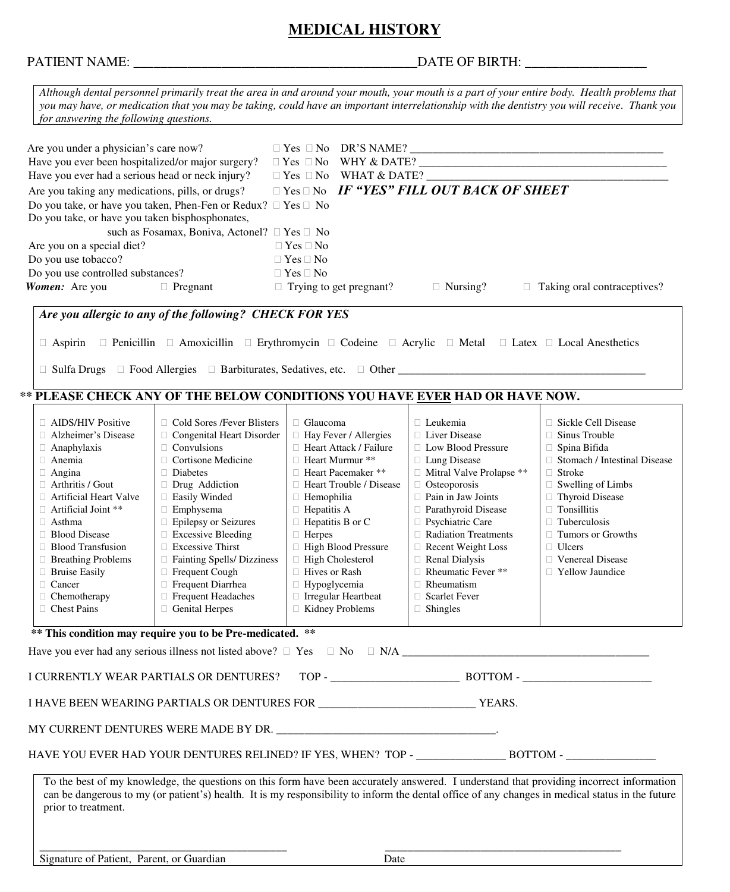# MEDICAL HISTORY

PATIENT NAME: _________________________________________ DATE OF BIRTH: _________________

*Although dental personnel primarily treat the area in and around your mouth, your mouth is a part of your entire body. Health problems that you may have, or medication that you may be taking, could have an important interrelationship with the dentistry you will receive. Thank you for answering the following questions.*

Are you under a physician's care now? ☐ Yes ☐ No DR'S NAME? ____________________________________________

Have you ever been hospitalized/or major surgery? ☐ Yes ☐ No WHY & DATE? ____________________________________________

Have you ever had a serious head or neck injury? ☐ Yes ☐ No WHAT & DATE? ____________________________________________

Are you taking any medications, pills, or drugs? ☐ Yes ☐ No ***IF "YES" FILL OUT BACK OF SHEET***

Do you take, or have you taken, Phen-Fen or Redux? ☐ Yes ☐ No

Do you take, or have you taken bisphosphonates, such as Fosamax, Boniva, Actonel? ☐ Yes ☐ No

Are you on a special diet? ☐ Yes ☐ No

Do you use tobacco? ☐ Yes ☐ No

Do you use controlled substances? ☐ Yes ☐ No

***Women:*** Are you ☐ Pregnant ☐ Trying to get pregnant? ☐ Nursing? ☐ Taking oral contraceptives?

***Are you allergic to any of the following? CHECK FOR YES***

☐ Aspirin ☐ Penicillin ☐ Amoxicillin ☐ Erythromycin ☐ Codeine ☐ Acrylic ☐ Metal ☐ Latex ☐ Local Anesthetics

☐ Sulfa Drugs ☐ Food Allergies ☐ Barbiturates, Sedatives, etc. ☐ Other ____________________________________________

**** PLEASE CHECK ANY OF THE BELOW CONDITIONS YOU HAVE EVER HAD OR HAVE NOW.**

| | | | | |
|---|---|---|---|---|
| ☐ AIDS/HIV Positive | ☐ Cold Sores /Fever Blisters | ☐ Glaucoma | ☐ Leukemia | ☐ Sickle Cell Disease |
| ☐ Alzheimer's Disease | ☐ Congenital Heart Disorder | ☐ Hay Fever / Allergies | ☐ Liver Disease | ☐ Sinus Trouble |
| ☐ Anaphylaxis | ☐ Convulsions | ☐ Heart Attack / Failure | ☐ Low Blood Pressure | ☐ Spina Bifida |
| ☐ Anemia | ☐ Cortisone Medicine | ☐ Heart Murmur ** | ☐ Lung Disease | ☐ Stomach / Intestinal Disease |
| ☐ Angina | ☐ Diabetes | ☐ Heart Pacemaker ** | ☐ Mitral Valve Prolapse ** | ☐ Stroke |
| ☐ Arthritis / Gout | ☐ Drug Addiction | ☐ Heart Trouble / Disease | ☐ Osteoporosis | ☐ Swelling of Limbs |
| ☐ Artificial Heart Valve | ☐ Easily Winded | ☐ Hemophilia | ☐ Pain in Jaw Joints | ☐ Thyroid Disease |
| ☐ Artificial Joint ** | ☐ Emphysema | ☐ Hepatitis A | ☐ Parathyroid Disease | ☐ Tonsillitis |
| ☐ Asthma | ☐ Epilepsy or Seizures | ☐ Hepatitis B or C | ☐ Psychiatric Care | ☐ Tuberculosis |
| ☐ Blood Disease | ☐ Excessive Bleeding | ☐ Herpes | ☐ Radiation Treatments | ☐ Tumors or Growths |
| ☐ Blood Transfusion | ☐ Excessive Thirst | ☐ High Blood Pressure | ☐ Recent Weight Loss | ☐ Ulcers |
| ☐ Breathing Problems | ☐ Fainting Spells/ Dizziness | ☐ High Cholesterol | ☐ Renal Dialysis | ☐ Venereal Disease |
| ☐ Bruise Easily | ☐ Frequent Cough | ☐ Hives or Rash | ☐ Rheumatic Fever ** | ☐ Yellow Jaundice |
| ☐ Cancer | ☐ Frequent Diarrhea | ☐ Hypoglycemia | ☐ Rheumatism | |
| ☐ Chemotherapy | ☐ Frequent Headaches | ☐ Irregular Heartbeat | ☐ Scarlet Fever | |
| ☐ Chest Pains | ☐ Genital Herpes | ☐ Kidney Problems | ☐ Shingles | |

**** This condition may require you to be Pre-medicated. ****

Have you ever had any serious illness not listed above? ☐ Yes ☐ No ☐ N/A ____________________________________________

I CURRENTLY WEAR PARTIALS OR DENTURES? TOP - ______________________ BOTTOM - ______________________

I HAVE BEEN WEARING PARTIALS OR DENTURES FOR __________________________ YEARS.

MY CURRENT DENTURES WERE MADE BY DR. ______________________________________.

HAVE YOU EVER HAD YOUR DENTURES RELINED? IF YES, WHEN? TOP - _______________ BOTTOM - _______________

To the best of my knowledge, the questions on this form have been accurately answered. I understand that providing incorrect information can be dangerous to my (or patient's) health. It is my responsibility to inform the dental office of any changes in medical status in the future prior to treatment.

_________________________________________ _________________________________________

Signature of Patient, Parent, or Guardian Date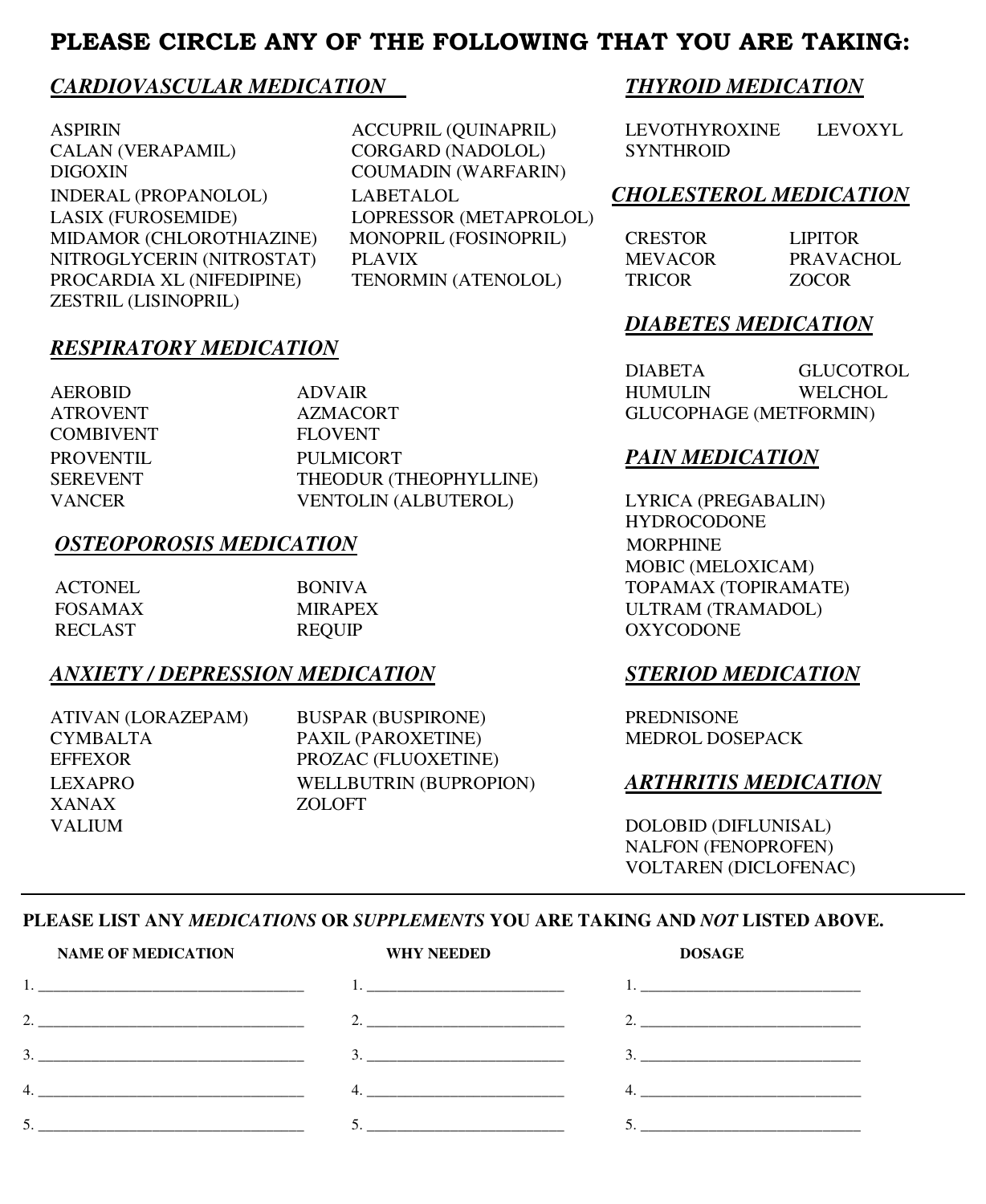# PLEASE CIRCLE ANY OF THE FOLLOWING THAT YOU ARE TAKING:

## *CARDIOVASCULAR MEDICATION*

ASPIRIN
CALAN (VERAPAMIL)
DIGOXIN
INDERAL (PROPANOLOL)
LASIX (FUROSEMIDE)
MIDAMOR (CHLOROTHIAZINE)
NITROGLYCERIN (NITROSTAT)
PROCARDIA XL (NIFEDIPINE)
ZESTRIL (LISINOPRIL)
ACCUPRIL (QUINAPRIL)
CORGARD (NADOLOL)
COUMADIN (WARFARIN)
LABETALOL
LOPRESSOR (METAPROLOL)
MONOPRIL (FOSINOPRIL)
PLAVIX
TENORMIN (ATENOLOL)

## *RESPIRATORY MEDICATION*

AEROBID
ATROVENT
COMBIVENT
PROVENTIL
SEREVENT
VANCER
ADVAIR
AZMACORT
FLOVENT
PULMICORT
THEODUR (THEOPHYLLINE)
VENTOLIN (ALBUTEROL)

## *OSTEOPOROSIS MEDICATION*

ACTONEL
FOSAMAX
RECLAST
BONIVA
MIRAPEX
REQUIP

## *ANXIETY / DEPRESSION MEDICATION*

ATIVAN (LORAZEPAM)
CYMBALTA
EFFEXOR
LEXAPRO
XANAX
VALIUM
BUSPAR (BUSPIRONE)
PAXIL (PAROXETINE)
PROZAC (FLUOXETINE)
WELLBUTRIN (BUPROPION)
ZOLOFT

## *THYROID MEDICATION*

LEVOTHYROXINE
LEVOXYL
SYNTHROID

## *CHOLESTEROL MEDICATION*

CRESTOR
LIPITOR
MEVACOR
PRAVACHOL
TRICOR
ZOCOR

## *DIABETES MEDICATION*

DIABETA
GLUCOTROL
HUMULIN
WELCHOL
GLUCOPHAGE (METFORMIN)

## *PAIN MEDICATION*

LYRICA (PREGABALIN)
HYDROCODONE
MORPHINE
MOBIC (MELOXICAM)
TOPAMAX (TOPIRAMATE)
ULTRAM (TRAMADOL)
OXYCODONE

## *STERIOD MEDICATION*

PREDNISONE
MEDROL DOSEPACK

## *ARTHRITIS MEDICATION*

DOLOBID (DIFLUNISAL)
NALFON (FENOPROFEN)
VOLTAREN (DICLOFENAC)

---

**PLEASE LIST ANY *MEDICATIONS* OR *SUPPLEMENTS* YOU ARE TAKING AND *NOT* LISTED ABOVE.**

| NAME OF MEDICATION | WHY NEEDED | DOSAGE |
|---|---|---|
| 1. | 1. | 1. |
| 2. | 2. | 2. |
| 3. | 3. | 3. |
| 4. | 4. | 4. |
| 5. | 5. | 5. |